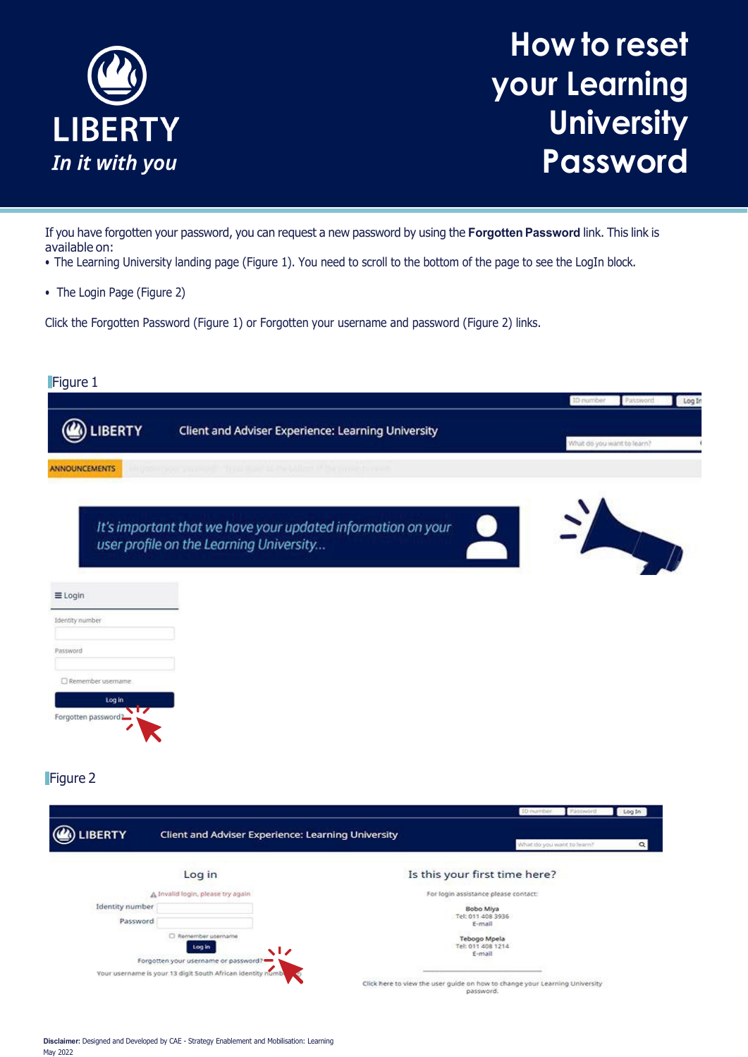LIBERTY

*In it with you*

# How to reset your Learning University Password

If you have forgotten your password, you can request a new password by using the **Forgotten Password** link. This link is available on:

- The Learning University landing page (Figure 1). You need to scroll to the bottom of the page to see the LogIn block.
- The Login Page (Figure 2)

Click the Forgotten Password (Figure 1) or Forgotten your username and password (Figure 2) links.

Figure 1

Figure 2

**Disclaimer:** Designed and Developed by CAE - Strategy Enablement and Mobilisation: Learning
May 2022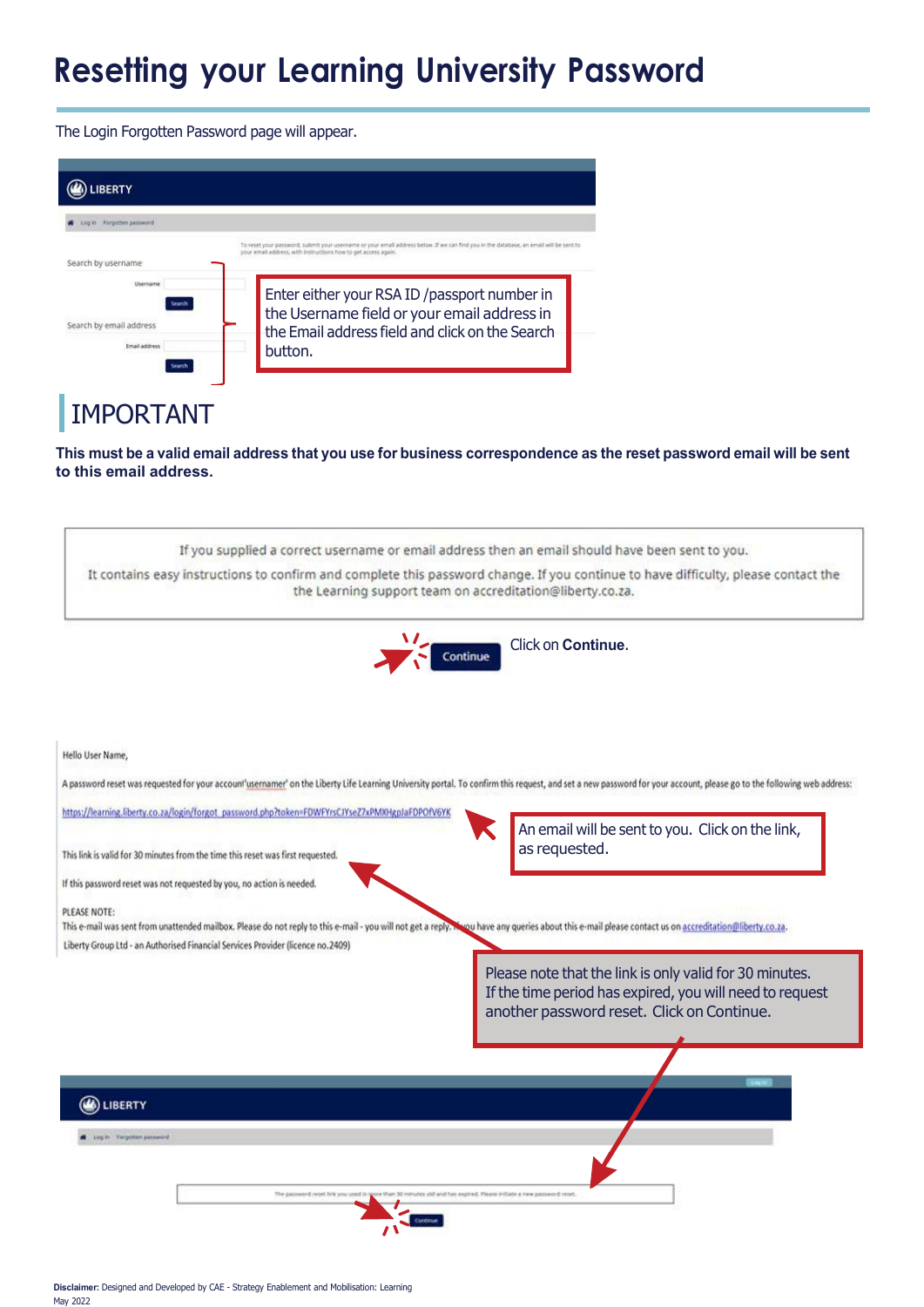# Resetting your Learning University Password

The Login Forgotten Password page will appear.

LIBERTY

Log in · Forgotten password

To reset your password, submit your username or your email address below. If we can find you in the database, an email will be sent to your email address, with instructions how to get access again.

Search by username

Username

Search

Search by email address

Email address

Search

Enter either your RSA ID /passport number in the Username field or your email address in the Email address field and click on the Search button.

## IMPORTANT

**This must be a valid email address that you use for business correspondence as the reset password email will be sent to this email address.**

If you supplied a correct username or email address then an email should have been sent to you.

It contains easy instructions to confirm and complete this password change. If you continue to have difficulty, please contact the Learning support team on accreditation@liberty.co.za.

Continue

Click on **Continue**.

Hello User Name,

A password reset was requested for your account 'usernamer' on the Liberty Life Learning University portal. To confirm this request, and set a new password for your account, please go to the following web address:

https://learning.liberty.co.za/login/forgot_password.php?token=FDWFYrsCJYseZ7xPMXHgplaFDPOfV6YK

This link is valid for 30 minutes from the time this reset was first requested.

If this password reset was not requested by you, no action is needed.

PLEASE NOTE:
This e-mail was sent from unattended mailbox. Please do not reply to this e-mail - you will not get a reply. If you have any queries about this e-mail please contact us on accreditation@liberty.co.za.

Liberty Group Ltd - an Authorised Financial Services Provider (licence no.2409)

An email will be sent to you. Click on the link, as requested.

Please note that the link is only valid for 30 minutes. If the time period has expired, you will need to request another password reset. Click on Continue.

LIBERTY

Log in · Forgotten password

The password reset link you used is more than 30 minutes old and has expired. Please initiate a new password reset.

Continue

**Disclaimer:** Designed and Developed by CAE - Strategy Enablement and Mobilisation: Learning
May 2022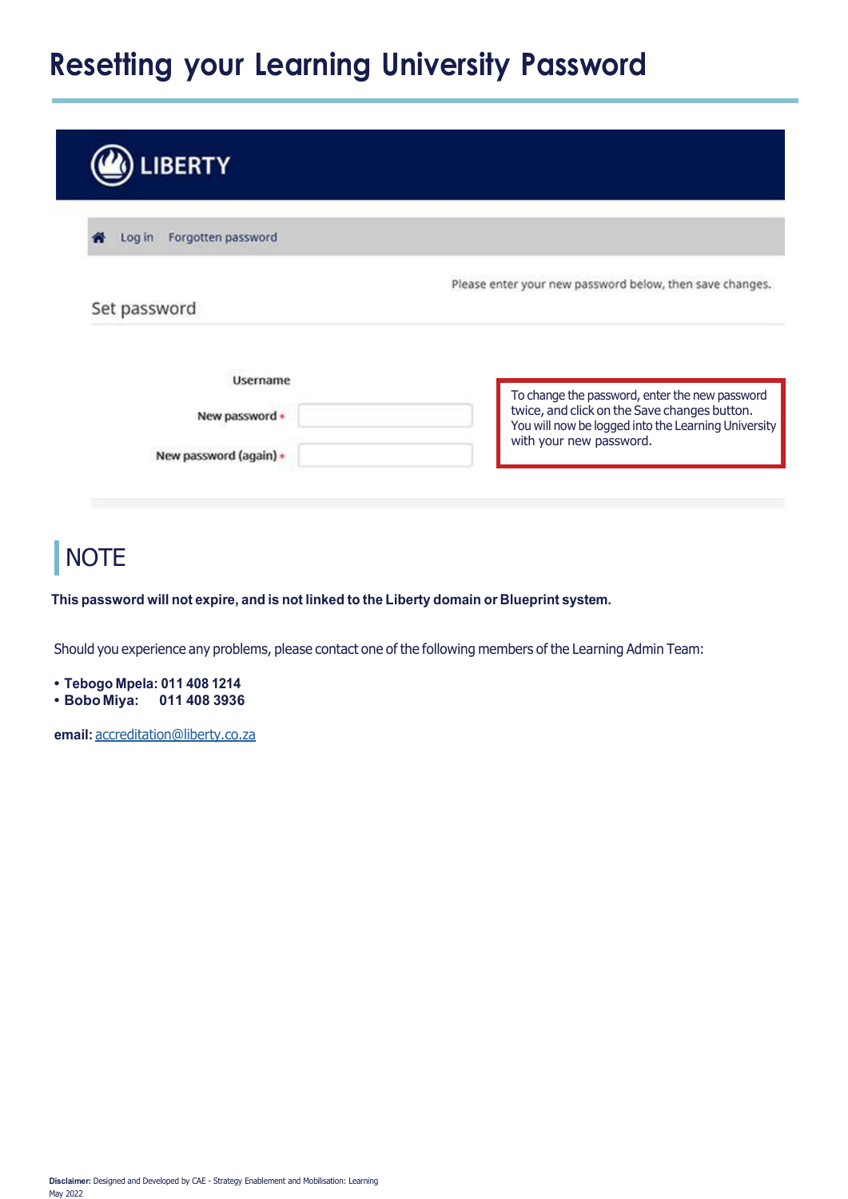# Resetting your Learning University Password

LIBERTY

Log in Forgotten password

Please enter your new password below, then save changes.

Set password

Username

New password *

New password (again) *

To change the password, enter the new password twice, and click on the Save changes button. You will now be logged into the Learning University with your new password.

## NOTE

**This password will not expire, and is not linked to the Liberty domain or Blueprint system.**

Should you experience any problems, please contact one of the following members of the Learning Admin Team:

- **Tebogo Mpela: 011 408 1214**
- **Bobo Miya: 011 408 3936**

**email:** accreditation@liberty.co.za

**Disclaimer:** Designed and Developed by CAE - Strategy Enablement and Mobilisation: Learning
May 2022